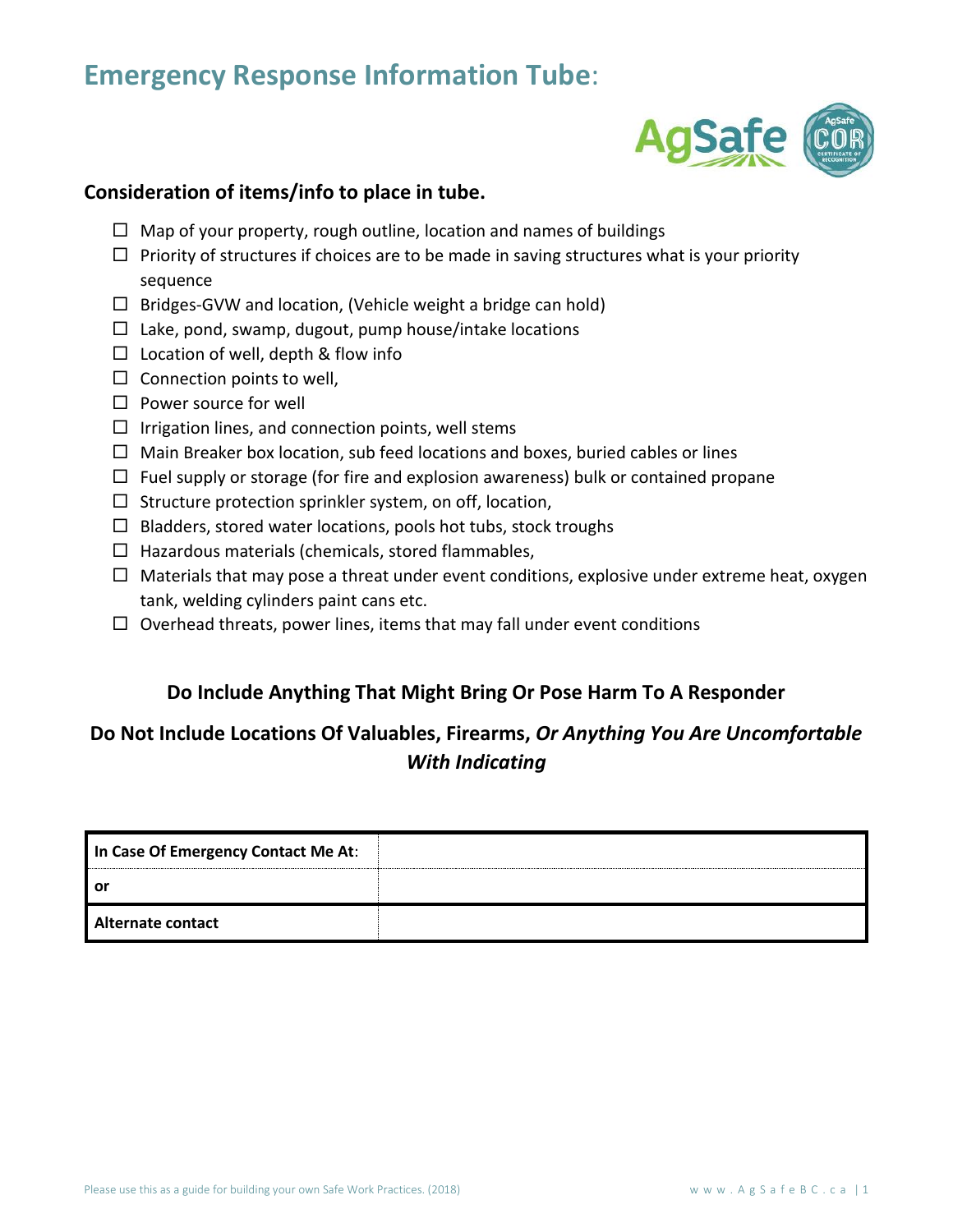# Emergency Response Information Tube:

### Consideration of items/info to place in tube.

- ☐ Map of your property, rough outline, location and names of buildings
- ☐ Priority of structures if choices are to be made in saving structures what is your priority sequence
- ☐ Bridges-GVW and location, (Vehicle weight a bridge can hold)
- ☐ Lake, pond, swamp, dugout, pump house/intake locations
- ☐ Location of well, depth & flow info
- ☐ Connection points to well,
- ☐ Power source for well
- ☐ Irrigation lines, and connection points, well stems
- ☐ Main Breaker box location, sub feed locations and boxes, buried cables or lines
- ☐ Fuel supply or storage (for fire and explosion awareness) bulk or contained propane
- ☐ Structure protection sprinkler system, on off, location,
- ☐ Bladders, stored water locations, pools hot tubs, stock troughs
- ☐ Hazardous materials (chemicals, stored flammables,
- ☐ Materials that may pose a threat under event conditions, explosive under extreme heat, oxygen tank, welding cylinders paint cans etc.
- ☐ Overhead threats, power lines, items that may fall under event conditions

**Do Include Anything That Might Bring Or Pose Harm To A Responder**

**Do Not Include Locations Of Valuables, Firearms, *Or Anything You Are Uncomfortable With Indicating***

| | |
|---|---|
| **In Case Of Emergency Contact Me At:** | |
| **or** | |
| **Alternate contact** | |

Please use this as a guide for building your own Safe Work Practices. (2018)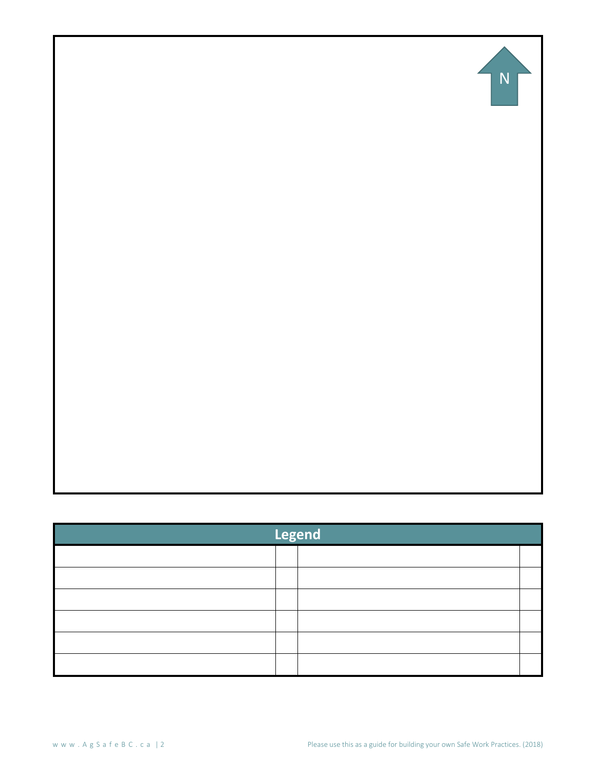N

| Legend | | | |
|---|---|---|---|
| | | | |
| | | | |
| | | | |
| | | | |
| | | | |
| | | | |